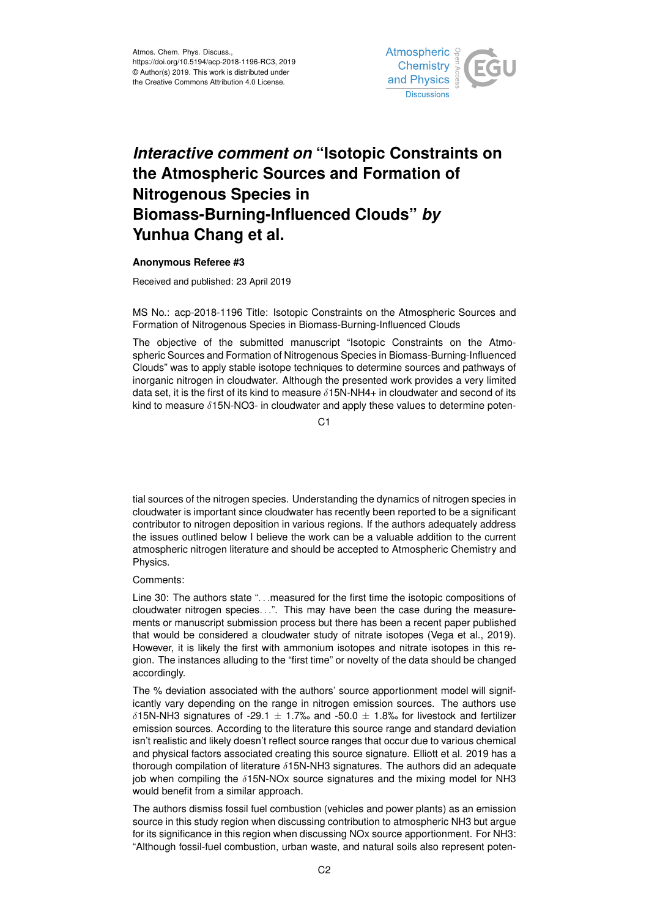# *Interactive comment on* "Isotopic Constraints on the Atmospheric Sources and Formation of Nitrogenous Species in Biomass-Burning-Influenced Clouds" *by* Yunhua Chang et al.

**Anonymous Referee #3**

Received and published: 23 April 2019

MS No.: acp-2018-1196 Title: Isotopic Constraints on the Atmospheric Sources and Formation of Nitrogenous Species in Biomass-Burning-Influenced Clouds

The objective of the submitted manuscript "Isotopic Constraints on the Atmospheric Sources and Formation of Nitrogenous Species in Biomass-Burning-Influenced Clouds" was to apply stable isotope techniques to determine sources and pathways of inorganic nitrogen in cloudwater. Although the presented work provides a very limited data set, it is the first of its kind to measure $\delta$15N-NH4+ in cloudwater and second of its kind to measure $\delta$15N-NO3- in cloudwater and apply these values to determine potential sources of the nitrogen species. Understanding the dynamics of nitrogen species in cloudwater is important since cloudwater has recently been reported to be a significant contributor to nitrogen deposition in various regions. If the authors adequately address the issues outlined below I believe the work can be a valuable addition to the current atmospheric nitrogen literature and should be accepted to Atmospheric Chemistry and Physics.

Comments:

Line 30: The authors state "...measured for the first time the isotopic compositions of cloudwater nitrogen species...". This may have been the case during the measurements or manuscript submission process but there has been a recent paper published that would be considered a cloudwater study of nitrate isotopes (Vega et al., 2019). However, it is likely the first with ammonium isotopes and nitrate isotopes in this region. The instances alluding to the "first time" or novelty of the data should be changed accordingly.

The % deviation associated with the authors' source apportionment model will significantly vary depending on the range in nitrogen emission sources. The authors use $\delta$15N-NH3 signatures of -29.1 ± 1.7‰ and -50.0 ± 1.8‰ for livestock and fertilizer emission sources. According to the literature this source range and standard deviation isn't realistic and likely doesn't reflect source ranges that occur due to various chemical and physical factors associated creating this source signature. Elliott et al. 2019 has a thorough compilation of literature $\delta$15N-NH3 signatures. The authors did an adequate job when compiling the $\delta$15N-NOx source signatures and the mixing model for NH3 would benefit from a similar approach.

The authors dismiss fossil fuel combustion (vehicles and power plants) as an emission source in this study region when discussing contribution to atmospheric NH3 but argue for its significance in this region when discussing NOx source apportionment. For NH3: "Although fossil-fuel combustion, urban waste, and natural soils also represent poten-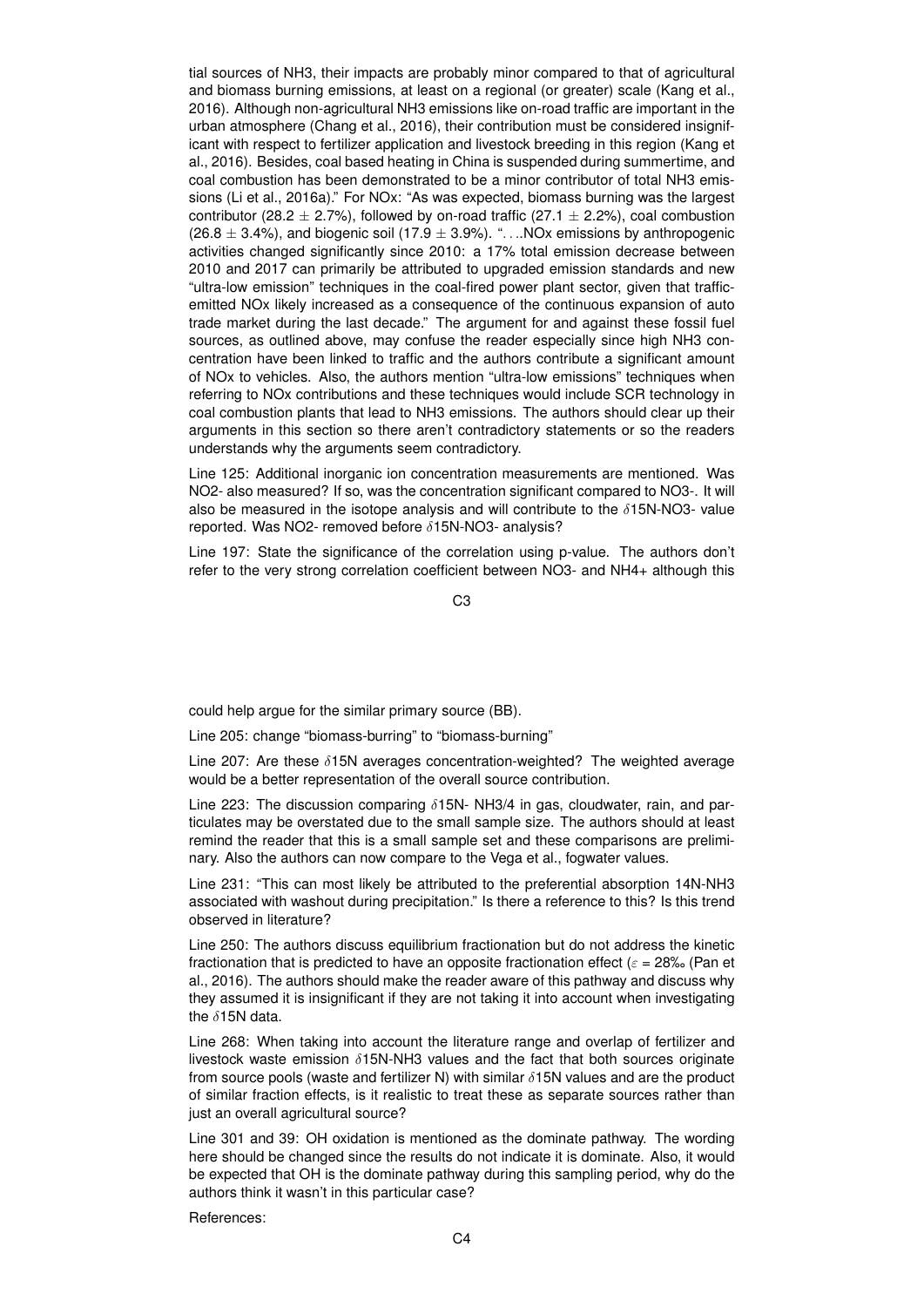tial sources of $NH_3$, their impacts are probably minor compared to that of agricultural and biomass burning emissions, at least on a regional (or greater) scale (Kang et al., 2016). Although non-agricultural $NH_3$ emissions like on-road traffic are important in the urban atmosphere (Chang et al., 2016), their contribution must be considered insignificant with respect to fertilizer application and livestock breeding in this region (Kang et al., 2016). Besides, coal based heating in China is suspended during summertime, and coal combustion has been demonstrated to be a minor contributor of total $NH_3$ emissions (Li et al., 2016a)." For NOx: "As was expected, biomass burning was the largest contributor ($28.2 \pm 2.7\%$), followed by on-road traffic ($27.1 \pm 2.2\%$), coal combustion ($26.8 \pm 3.4\%$), and biogenic soil ($17.9 \pm 3.9\%$). ". . ..NOx emissions by anthropogenic activities changed significantly since 2010: a 17% total emission decrease between 2010 and 2017 can primarily be attributed to upgraded emission standards and new "ultra-low emission" techniques in the coal-fired power plant sector, given that traffic-emitted NOx likely increased as a consequence of the continuous expansion of auto trade market during the last decade." The argument for and against these fossil fuel sources, as outlined above, may confuse the reader especially since high $NH_3$ concentration have been linked to traffic and the authors contribute a significant amount of NOx to vehicles. Also, the authors mention "ultra-low emissions" techniques when referring to NOx contributions and these techniques would include SCR technology in coal combustion plants that lead to $NH_3$ emissions. The authors should clear up their arguments in this section so there aren't contradictory statements or so the readers understands why the arguments seem contradictory.

Line 125: Additional inorganic ion concentration measurements are mentioned. Was $NO_2^-$ also measured? If so, was the concentration significant compared to $NO_3^-$. It will also be measured in the isotope analysis and will contribute to the $\delta^{15}N$-$NO_3^-$ value reported. Was $NO_2^-$ removed before $\delta^{15}N$-$NO_3^-$ analysis?

Line 197: State the significance of the correlation using p-value. The authors don't refer to the very strong correlation coefficient between $NO_3^-$ and $NH_4^+$ although this could help argue for the similar primary source (BB).

Line 205: change "biomass-burring" to "biomass-burning"

Line 207: Are these $\delta^{15}N$ averages concentration-weighted? The weighted average would be a better representation of the overall source contribution.

Line 223: The discussion comparing $\delta^{15}N$- $NH_{3/4}$ in gas, cloudwater, rain, and particulates may be overstated due to the small sample size. The authors should at least remind the reader that this is a small sample set and these comparisons are preliminary. Also the authors can now compare to the Vega et al., fogwater values.

Line 231: "This can most likely be attributed to the preferential absorption $^{14}N$-$NH_3$ associated with washout during precipitation." Is there a reference to this? Is this trend observed in literature?

Line 250: The authors discuss equilibrium fractionation but do not address the kinetic fractionation that is predicted to have an opposite fractionation effect ($\varepsilon$ = 28‰ (Pan et al., 2016). The authors should make the reader aware of this pathway and discuss why they assumed it is insignificant if they are not taking it into account when investigating the $\delta^{15}N$ data.

Line 268: When taking into account the literature range and overlap of fertilizer and livestock waste emission $\delta^{15}N$-$NH_3$ values and the fact that both sources originate from source pools (waste and fertilizer N) with similar $\delta^{15}N$ values and are the product of similar fraction effects, is it realistic to treat these as separate sources rather than just an overall agricultural source?

Line 301 and 39: OH oxidation is mentioned as the dominate pathway. The wording here should be changed since the results do not indicate it is dominate. Also, it would be expected that OH is the dominate pathway during this sampling period, why do the authors think it wasn't in this particular case?

References: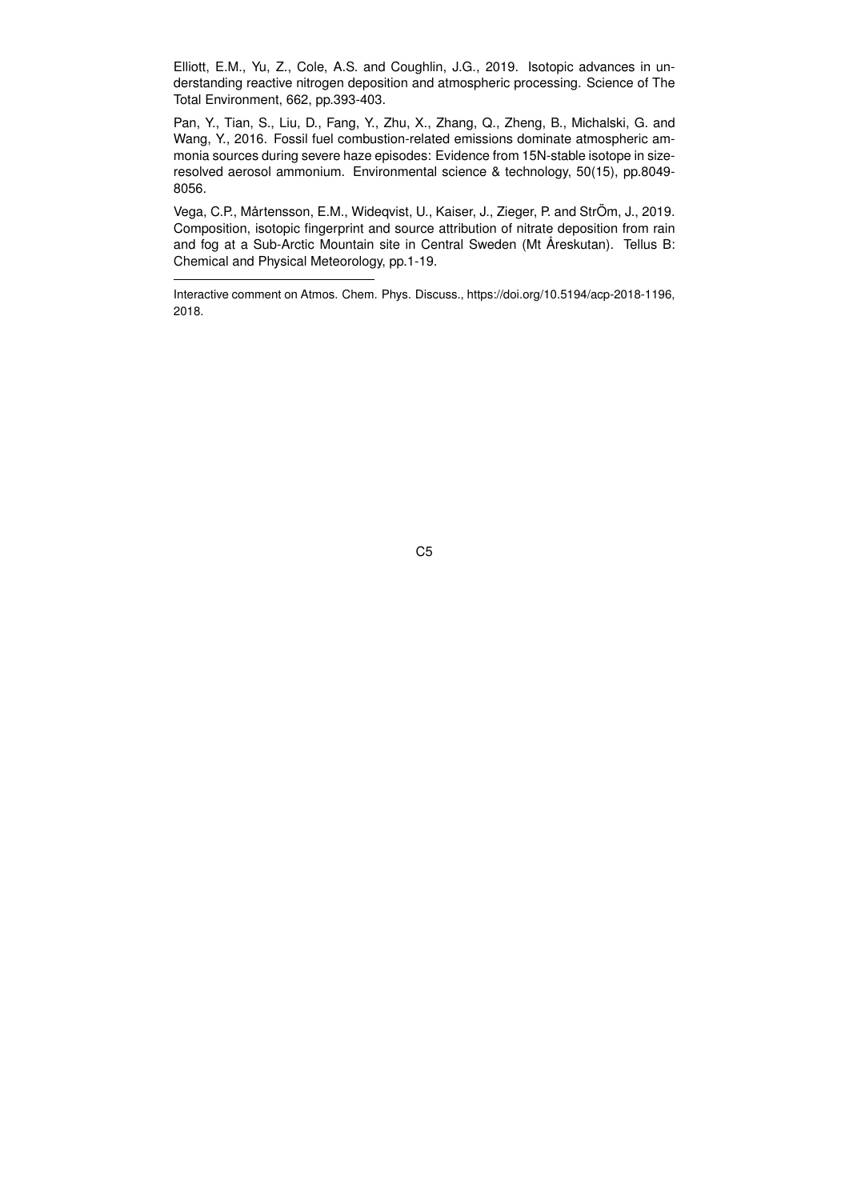Elliott, E.M., Yu, Z., Cole, A.S. and Coughlin, J.G., 2019. Isotopic advances in understanding reactive nitrogen deposition and atmospheric processing. Science of The Total Environment, 662, pp.393-403.

Pan, Y., Tian, S., Liu, D., Fang, Y., Zhu, X., Zhang, Q., Zheng, B., Michalski, G. and Wang, Y., 2016. Fossil fuel combustion-related emissions dominate atmospheric ammonia sources during severe haze episodes: Evidence from 15N-stable isotope in size-resolved aerosol ammonium. Environmental science & technology, 50(15), pp.8049-8056.

Vega, C.P., Mårtensson, E.M., Wideqvist, U., Kaiser, J., Zieger, P. and StrÖm, J., 2019. Composition, isotopic fingerprint and source attribution of nitrate deposition from rain and fog at a Sub-Arctic Mountain site in Central Sweden (Mt Åreskutan). Tellus B: Chemical and Physical Meteorology, pp.1-19.

---

Interactive comment on Atmos. Chem. Phys. Discuss., https://doi.org/10.5194/acp-2018-1196, 2018.